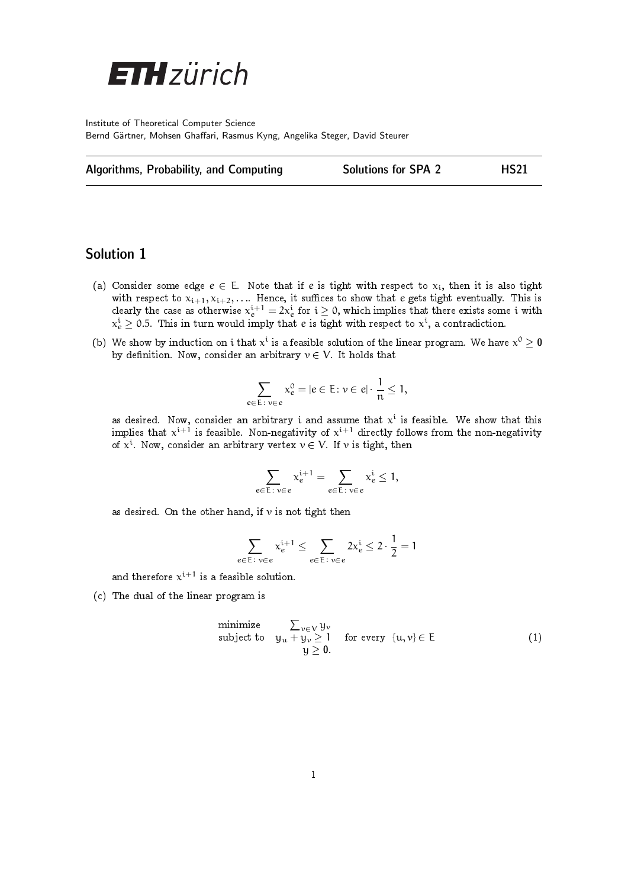Institute of Theoretical Computer Science
Bernd Gärtner, Mohsen Ghaffari, Rasmus Kyng, Angelika Steger, David Steurer

**Algorithms, Probability, and Computing** — **Solutions for SPA 2** — **HS21**

## Solution 1

(a) Consider some edge $e \in E$. Note that if $e$ is tight with respect to $x_i$, then it is also tight with respect to $x_{i+1}, x_{i+2}, \ldots$. Hence, it suffices to show that $e$ gets tight eventually. This is clearly the case as otherwise $x_e^{i+1} = 2x_e^i$ for $i \geq 0$, which implies that there exists some $i$ with $x_e^i \geq 0.5$. This in turn would imply that $e$ is tight with respect to $x^i$, a contradiction.

(b) We show by induction on $i$ that $x^i$ is a feasible solution of the linear program. We have $x^0 \geq \mathbf{0}$ by definition. Now, consider an arbitrary $v \in V$. It holds that

$$\sum_{e \in E \colon v \in e} x_e^0 = |e \in E \colon v \in e| \cdot \frac{1}{n} \leq 1,$$

as desired. Now, consider an arbitrary $i$ and assume that $x^i$ is feasible. We show that this implies that $x^{i+1}$ is feasible. Non-negativity of $x^{i+1}$ directly follows from the non-negativity of $x^i$. Now, consider an arbitrary vertex $v \in V$. If $v$ is tight, then

$$\sum_{e \in E \colon v \in e} x_e^{i+1} = \sum_{e \in E \colon v \in e} x_e^i \leq 1,$$

as desired. On the other hand, if $v$ is not tight then

$$\sum_{e \in E \colon v \in e} x_e^{i+1} \leq \sum_{e \in E \colon v \in e} 2x_e^i \leq 2 \cdot \frac{1}{2} = 1$$

and therefore $x^{i+1}$ is a feasible solution.

(c) The dual of the linear program is

$$\begin{array}{lll} \text{minimize} & \sum_{v \in V} y_v & \\ \text{subject to} & y_u + y_v \geq 1 & \text{for every } \{u, v\} \in E \\ & y \geq \mathbf{0}. & \end{array} \tag{1}$$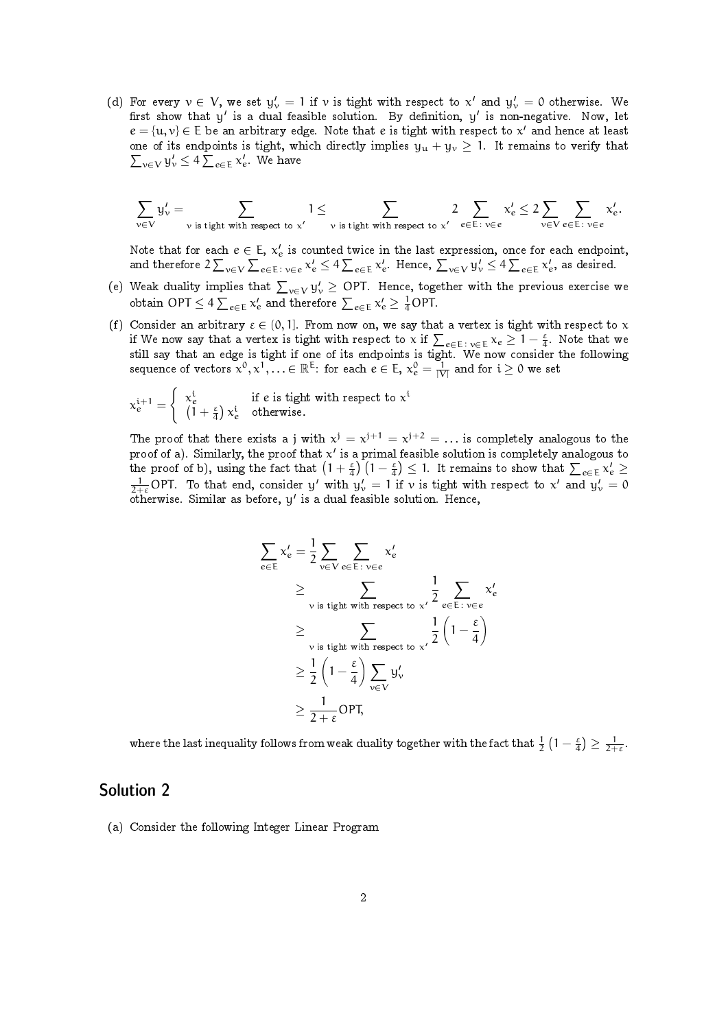(d) For every $v \in V$, we set $y'_v = 1$ if $v$ is tight with respect to $x'$ and $y'_v = 0$ otherwise. We first show that $y'$ is a dual feasible solution. By definition, $y'$ is non-negative. Now, let $e = \{u, v\} \in E$ be an arbitrary edge. Note that $e$ is tight with respect to $x'$ and hence at least one of its endpoints is tight, which directly implies $y_u + y_v \geq 1$. It remains to verify that $\sum_{v \in V} y'_v \leq 4 \sum_{e \in E} x'_e$. We have

$$\sum_{v \in V} y'_v = \sum_{v \text{ is tight with respect to } x'} 1 \leq \sum_{v \text{ is tight with respect to } x'} 2 \sum_{e \in E:\, v \in e} x'_e \leq 2 \sum_{v \in V} \sum_{e \in E:\, v \in e} x'_e.$$

Note that for each $e \in E$, $x'_e$ is counted twice in the last expression, once for each endpoint, and therefore $2 \sum_{v \in V} \sum_{e \in E:\, v \in e} x'_e \leq 4 \sum_{e \in E} x'_e$. Hence, $\sum_{v \in V} y'_v \leq 4 \sum_{e \in E} x'_e$, as desired.

(e) Weak duality implies that $\sum_{v \in V} y'_v \geq \text{OPT}$. Hence, together with the previous exercise we obtain $\text{OPT} \leq 4 \sum_{e \in E} x'_e$ and therefore $\sum_{e \in E} x'_e \geq \frac{1}{4}\text{OPT}$.

(f) Consider an arbitrary $\varepsilon \in (0, 1]$. From now on, we say that a vertex is tight with respect to $x$ if We now say that a vertex is tight with respect to $x$ if $\sum_{e \in E:\, v \in E} x_e \geq 1 - \frac{\varepsilon}{4}$. Note that we still say that an edge is tight if one of its endpoints is tight. We now consider the following sequence of vectors $x^0, x^1, \ldots \in \mathbb{R}^E$: for each $e \in E$, $x^0_e = \frac{1}{|V|}$ and for $i \geq 0$ we set

$$x^{i+1}_e = \begin{cases} x^i_e & \text{if } e \text{ is tight with respect to } x^i \\ \left(1 + \frac{\varepsilon}{4}\right) x^i_e & \text{otherwise.} \end{cases}$$

The proof that there exists a $j$ with $x^j = x^{j+1} = x^{j+2} = \ldots$ is completely analogous to the proof of a). Similarly, the proof that $x'$ is a primal feasible solution is completely analogous to the proof of b), using the fact that $\left(1 + \frac{\varepsilon}{4}\right)\left(1 - \frac{\varepsilon}{4}\right) \leq 1$. It remains to show that $\sum_{e \in E} x'_e \geq \frac{1}{2+\varepsilon}\text{OPT}$. To that end, consider $y'$ with $y'_v = 1$ if $v$ is tight with respect to $x'$ and $y'_v = 0$ otherwise. Similar as before, $y'$ is a dual feasible solution. Hence,

$$\begin{aligned}
\sum_{e \in E} x'_e &= \frac{1}{2} \sum_{v \in V} \sum_{e \in E:\, v \in e} x'_e \\
&\geq \sum_{v \text{ is tight with respect to } x'} \frac{1}{2} \sum_{e \in E:\, v \in e} x'_e \\
&\geq \sum_{v \text{ is tight with respect to } x'} \frac{1}{2}\left(1 - \frac{\varepsilon}{4}\right) \\
&\geq \frac{1}{2}\left(1 - \frac{\varepsilon}{4}\right) \sum_{v \in V} y'_v \\
&\geq \frac{1}{2+\varepsilon}\text{OPT},
\end{aligned}$$

where the last inequality follows from weak duality together with the fact that $\frac{1}{2}\left(1 - \frac{\varepsilon}{4}\right) \geq \frac{1}{2+\varepsilon}$.

## Solution 2

(a) Consider the following Integer Linear Program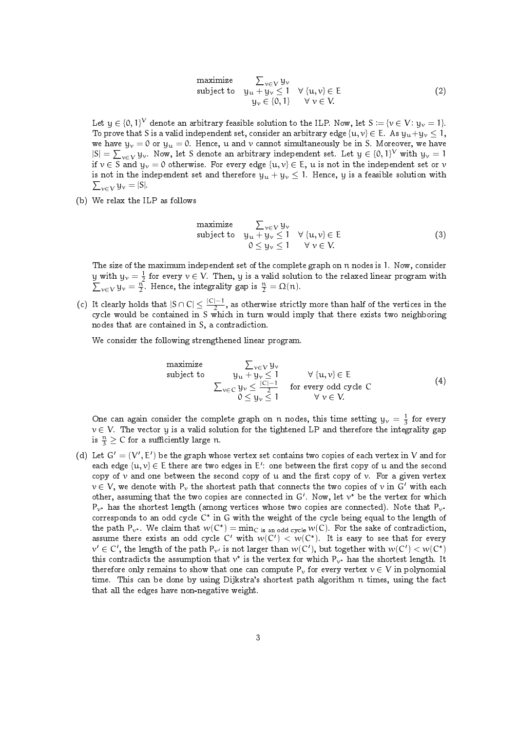$$
\begin{array}{lll}
\text{maximize} & \sum_{v \in V} y_v & \\
\text{subject to} & y_u + y_v \leq 1 & \forall \{u, v\} \in E \\
& y_v \in \{0, 1\} & \forall v \in V.
\end{array} \tag{2}
$$

Let $y \in \{0,1\}^V$ denote an arbitrary feasible solution to the ILP. Now, let $S := \{v \in V \colon y_v = 1\}$. To prove that S is a valid independent set, consider an arbitrary edge $\{u, v\} \in E$. As $y_u + y_v \leq 1$, we have $y_v = 0$ or $y_u = 0$. Hence, $u$ and $v$ cannot simultaneously be in S. Moreover, we have $|S| = \sum_{v \in V} y_v$. Now, let S denote an arbitrary independent set. Let $y \in \{0,1\}^V$ with $y_v = 1$ if $v \in S$ and $y_v = 0$ otherwise. For every edge $\{u, v\} \in E$, $u$ is not in the independent set or $v$ is not in the independent set and therefore $y_u + y_v \leq 1$. Hence, $y$ is a feasible solution with $\sum_{v \in V} y_v = |S|$.

(b) We relax the ILP as follows

$$
\begin{array}{lll}
\text{maximize} & \sum_{v \in V} y_v & \\
\text{subject to} & y_u + y_v \leq 1 & \forall \{u, v\} \in E \\
& 0 \leq y_v \leq 1 & \forall v \in V.
\end{array} \tag{3}
$$

The size of the maximum independent set of the complete graph on $n$ nodes is 1. Now, consider $y$ with $y_v = \frac{1}{2}$ for every $v \in V$. Then, $y$ is a valid solution to the relaxed linear program with $\sum_{v \in V} y_v = \frac{n}{2}$. Hence, the integrality gap is $\frac{n}{2} = \Omega(n)$.

(c) It clearly holds that $|S \cap C| \leq \frac{|C|-1}{2}$, as otherwise strictly more than half of the vertices in the cycle would be contained in S which in turn would imply that there exists two neighboring nodes that are contained in S, a contradiction.

We consider the following strengthened linear program.

$$
\begin{array}{lll}
\text{maximize} & \sum_{v \in V} y_v & \\
\text{subject to} & y_u + y_v \leq 1 & \forall \{u, v\} \in E \\
& \sum_{v \in C} y_v \leq \frac{|C|-1}{2} & \text{for every odd cycle } C \\
& 0 \leq y_v \leq 1 & \forall v \in V.
\end{array} \tag{4}
$$

One can again consider the complete graph on $n$ nodes, this time setting $y_v = \frac{1}{3}$ for every $v \in V$. The vector $y$ is a valid solution for the tightened LP and therefore the integrality gap is $\frac{n}{3} \geq C$ for a sufficiently large $n$.

(d) Let $G' = (V', E')$ be the graph whose vertex set contains two copies of each vertex in V and for each edge $\{u, v\} \in E$ there are two edges in $E'$: one between the first copy of $u$ and the second copy of $v$ and one between the second copy of $u$ and the first copy of $v$. For a given vertex $v \in V$, we denote with $P_v$ the shortest path that connects the two copies of $v$ in $G'$ with each other, assuming that the two copies are connected in $G'$. Now, let $v^*$ be the vertex for which $P_{v^*}$ has the shortest length (among vertices whose two copies are connected). Note that $P_{v^*}$ corresponds to an odd cycle $C^*$ in G with the weight of the cycle being equal to the length of the path $P_{v^*}$. We claim that $w(C^*) = \min_{C \text{ is an odd cycle}} w(C)$. For the sake of contradiction, assume there exists an odd cycle $C'$ with $w(C') < w(C^*)$. It is easy to see that for every $v' \in C'$, the length of the path $P_{v'}$ is not larger than $w(C')$, but together with $w(C') < w(C^*)$ this contradicts the assumption that $v^*$ is the vertex for which $P_{v^*}$ has the shortest length. It therefore only remains to show that one can compute $P_v$ for every vertex $v \in V$ in polynomial time. This can be done by using Dijkstra's shortest path algorithm $n$ times, using the fact that all the edges have non-negative weight.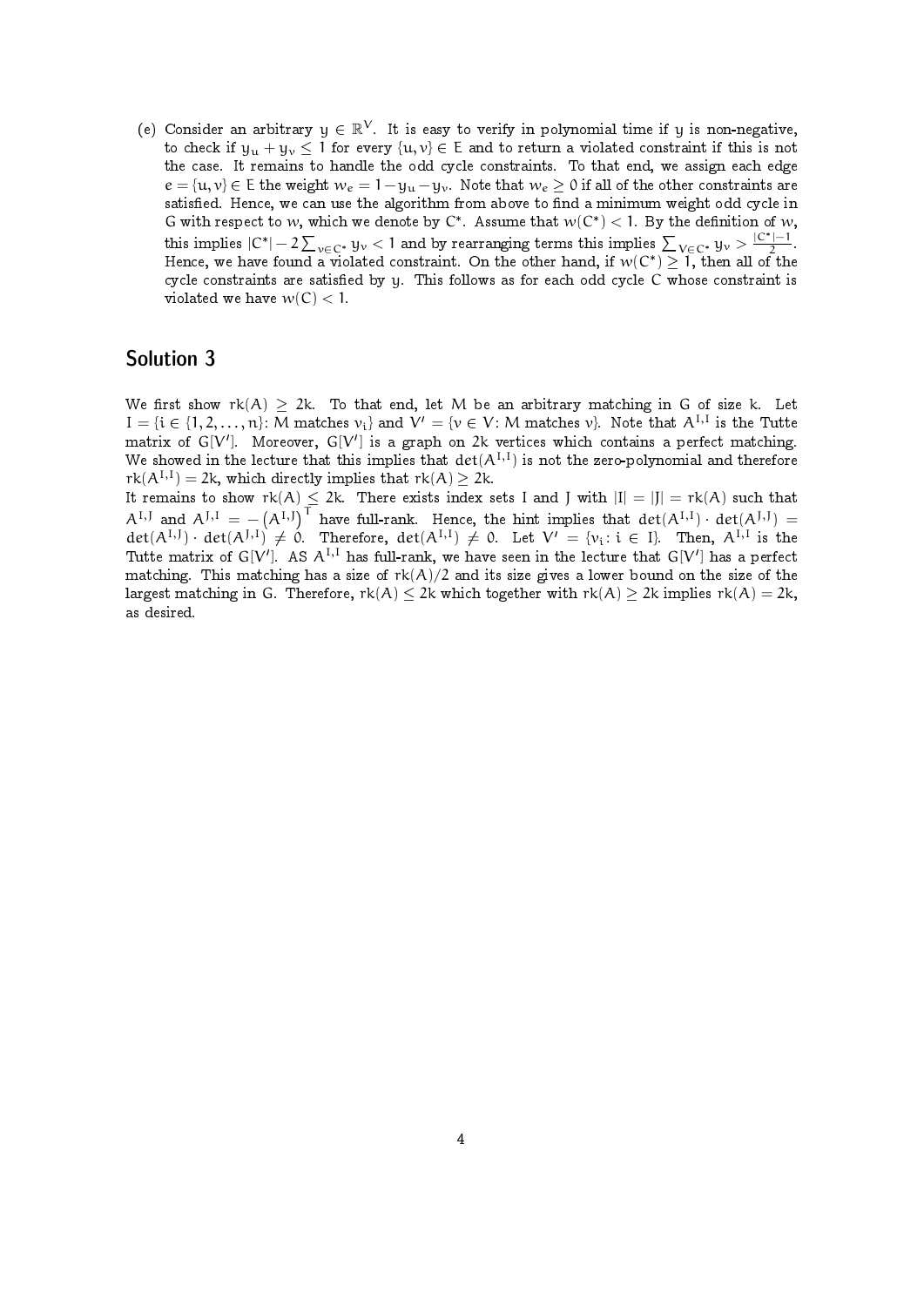(e) Consider an arbitrary $y \in \mathbb{R}^V$. It is easy to verify in polynomial time if $y$ is non-negative, to check if $y_u + y_v \leq 1$ for every $\{u, v\} \in E$ and to return a violated constraint if this is not the case. It remains to handle the odd cycle constraints. To that end, we assign each edge $e = \{u, v\} \in E$ the weight $w_e = 1 - y_u - y_v$. Note that $w_e \geq 0$ if all of the other constraints are satisfied. Hence, we can use the algorithm from above to find a minimum weight odd cycle in $G$ with respect to $w$, which we denote by $C^*$. Assume that $w(C^*) < 1$. By the definition of $w$, this implies $|C^*| - 2\sum_{v \in C^*} y_v < 1$ and by rearranging terms this implies $\sum_{V \in C^*} y_v > \frac{|C^*|-1}{2}$. Hence, we have found a violated constraint. On the other hand, if $w(C^*) \geq 1$, then all of the cycle constraints are satisfied by $y$. This follows as for each odd cycle $C$ whose constraint is violated we have $w(C) < 1$.

## Solution 3

We first show $\text{rk}(A) \geq 2k$. To that end, let $M$ be an arbitrary matching in $G$ of size $k$. Let $I = \{i \in \{1, 2, \ldots, n\} : M \text{ matches } v_i\}$ and $V' = \{v \in V : M \text{ matches } v\}$. Note that $A^{I,I}$ is the Tutte matrix of $G[V']$. Moreover, $G[V']$ is a graph on $2k$ vertices which contains a perfect matching. We showed in the lecture that this implies that $\det(A^{I,I})$ is not the zero-polynomial and therefore $\text{rk}(A^{I,I}) = 2k$, which directly implies that $\text{rk}(A) \geq 2k$.

It remains to show $\text{rk}(A) \leq 2k$. There exists index sets $I$ and $J$ with $|I| = |J| = \text{rk}(A)$ such that $A^{I,J}$ and $A^{J,I} = -\left(A^{I,J}\right)^T$ have full-rank. Hence, the hint implies that $\det(A^{I,I}) \cdot \det(A^{J,J}) = \det(A^{I,J}) \cdot \det(A^{J,I}) \neq 0$. Therefore, $\det(A^{I,I}) \neq 0$. Let $V' = \{v_i : i \in I\}$. Then, $A^{I,I}$ is the Tutte matrix of $G[V']$. AS $A^{I,I}$ has full-rank, we have seen in the lecture that $G[V']$ has a perfect matching. This matching has a size of $\text{rk}(A)/2$ and its size gives a lower bound on the size of the largest matching in $G$. Therefore, $\text{rk}(A) \leq 2k$ which together with $\text{rk}(A) \geq 2k$ implies $\text{rk}(A) = 2k$, as desired.